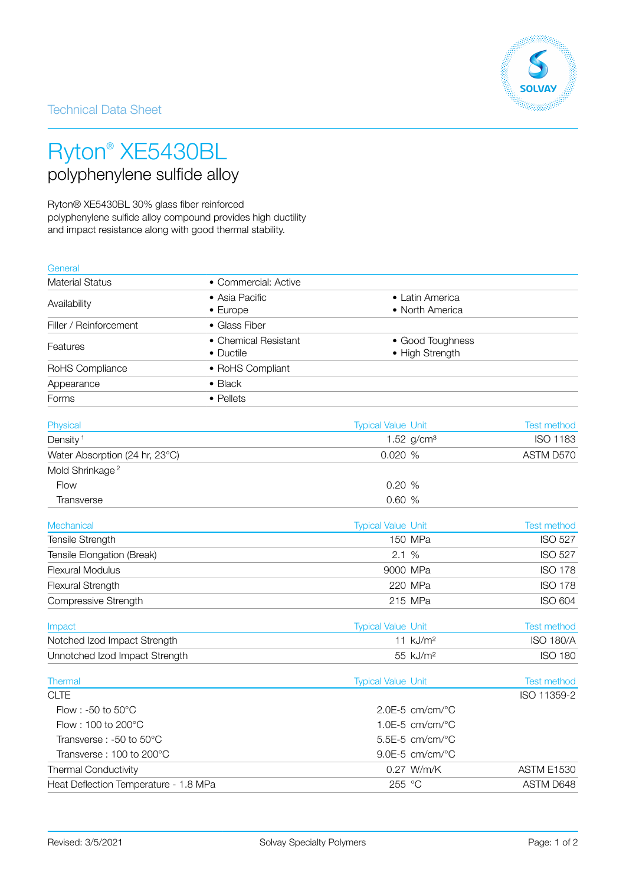Technical Data Sheet

# Ryton® XE5430BL

## polyphenylene sulfide alloy

Ryton® XE5430BL 30% glass fiber reinforced polyphenylene sulfide alloy compound provides high ductility and impact resistance along with good thermal stability.

| General | | |
|---|---|---|
| Material Status | • Commercial: Active | |
| Availability | • Asia Pacific<br>• Europe | • Latin America<br>• North America |
| Filler / Reinforcement | • Glass Fiber | |
| Features | • Chemical Resistant<br>• Ductile | • Good Toughness<br>• High Strength |
| RoHS Compliance | • RoHS Compliant | |
| Appearance | • Black | |
| Forms | • Pellets | |

| Physical | Typical Value | Unit | Test method |
|---|---|---|---|
| Density [1] | 1.52 | g/cm³ | ISO 1183 |
| Water Absorption (24 hr, 23°C) | 0.020 | % | ASTM D570 |
| Mold Shrinkage [2] | | | |
| Flow | 0.20 | % | |
| Transverse | 0.60 | % | |

| Mechanical | Typical Value | Unit | Test method |
|---|---|---|---|
| Tensile Strength | 150 | MPa | ISO 527 |
| Tensile Elongation (Break) | 2.1 | % | ISO 527 |
| Flexural Modulus | 9000 | MPa | ISO 178 |
| Flexural Strength | 220 | MPa | ISO 178 |
| Compressive Strength | 215 | MPa | ISO 604 |

| Impact | Typical Value | Unit | Test method |
|---|---|---|---|
| Notched Izod Impact Strength | 11 | kJ/m² | ISO 180/A |
| Unnotched Izod Impact Strength | 55 | kJ/m² | ISO 180 |

| Thermal | Typical Value | Unit | Test method |
|---|---|---|---|
| CLTE | | | ISO 11359-2 |
| Flow : -50 to 50°C | 2.0E-5 | cm/cm/°C | |
| Flow : 100 to 200°C | 1.0E-5 | cm/cm/°C | |
| Transverse : -50 to 50°C | 5.5E-5 | cm/cm/°C | |
| Transverse : 100 to 200°C | 9.0E-5 | cm/cm/°C | |
| Thermal Conductivity | 0.27 | W/m/K | ASTM E1530 |
| Heat Deflection Temperature - 1.8 MPa | 255 | °C | ASTM D648 |

Revised: 3/5/2021 Solvay Specialty Polymers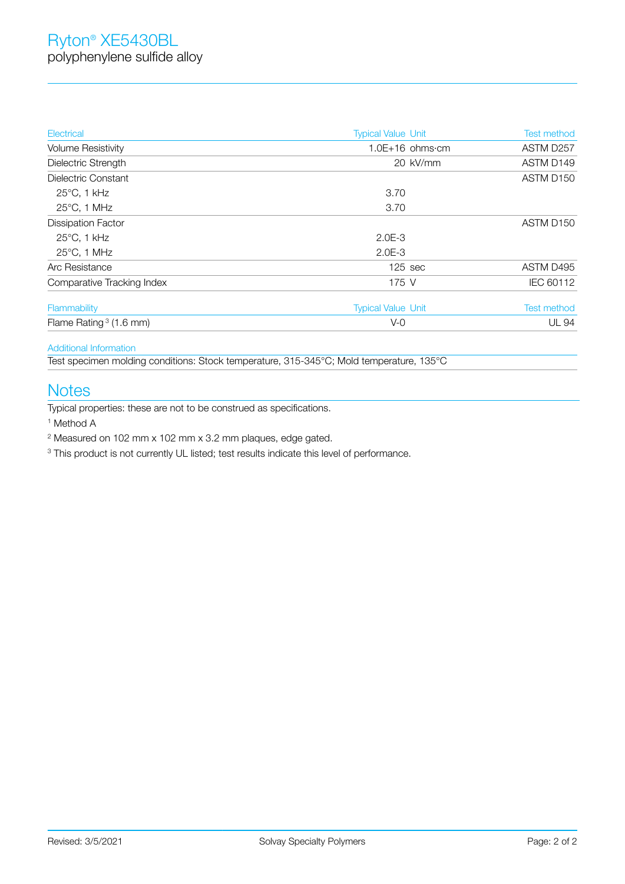# Ryton® XE5430BL
polyphenylene sulfide alloy

| Electrical | Typical Value | Unit | Test method |
|---|---|---|---|
| Volume Resistivity | 1.0E+16 | ohms·cm | ASTM D257 |
| Dielectric Strength | 20 | kV/mm | ASTM D149 |
| Dielectric Constant | | | ASTM D150 |
| 25°C, 1 kHz | 3.70 | | |
| 25°C, 1 MHz | 3.70 | | |
| Dissipation Factor | | | ASTM D150 |
| 25°C, 1 kHz | 2.0E-3 | | |
| 25°C, 1 MHz | 2.0E-3 | | |
| Arc Resistance | 125 | sec | ASTM D495 |
| Comparative Tracking Index | 175 | V | IEC 60112 |

| Flammability | Typical Value | Unit | Test method |
|---|---|---|---|
| Flame Rating [3] (1.6 mm) | V-0 | | UL 94 |

**Additional Information**

Test specimen molding conditions: Stock temperature, 315-345°C; Mold temperature, 135°C

## Notes

Typical properties: these are not to be construed as specifications.

[1] Method A

[2] Measured on 102 mm x 102 mm x 3.2 mm plaques, edge gated.

[3] This product is not currently UL listed; test results indicate this level of performance.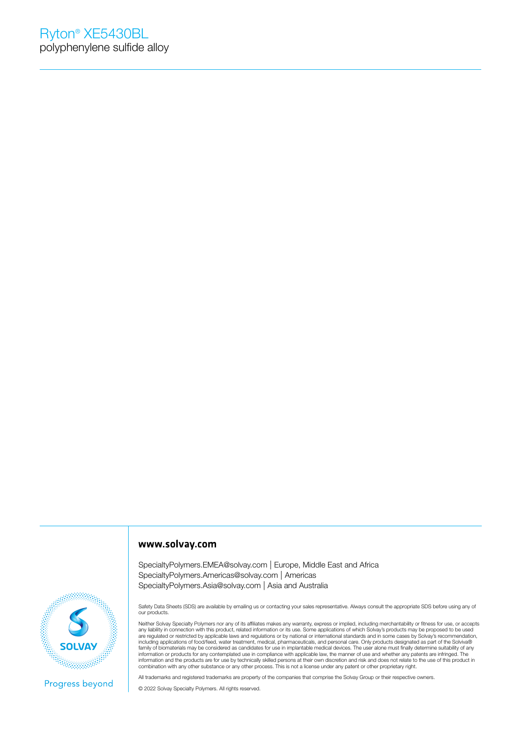# Ryton® XE5430BL

polyphenylene sulfide alloy

**www.solvay.com**

SpecialtyPolymers.EMEA@solvay.com | Europe, Middle East and Africa
SpecialtyPolymers.Americas@solvay.com | Americas
SpecialtyPolymers.Asia@solvay.com | Asia and Australia

Safety Data Sheets (SDS) are available by emailing us or contacting your sales representative. Always consult the appropriate SDS before using any of our products.

Neither Solvay Specialty Polymers nor any of its affiliates makes any warranty, express or implied, including merchantability or fitness for use, or accepts any liability in connection with this product, related information or its use. Some applications of which Solvay's products may be proposed to be used are regulated or restricted by applicable laws and regulations or by national or international standards and in some cases by Solvay's recommendation, including applications of food/feed, water treatment, medical, pharmaceuticals, and personal care. Only products designated as part of the Solviva® family of biomaterials may be considered as candidates for use in implantable medical devices. The user alone must finally determine suitability of any information or products for any contemplated use in compliance with applicable law, the manner of use and whether any patents are infringed. The information and the products are for use by technically skilled persons at their own discretion and risk and does not relate to the use of this product in combination with any other substance or any other process. This is not a license under any patent or other proprietary right.

All trademarks and registered trademarks are property of the companies that comprise the Solvay Group or their respective owners.

© 2022 Solvay Specialty Polymers. All rights reserved.

SOLVAY

Progress beyond